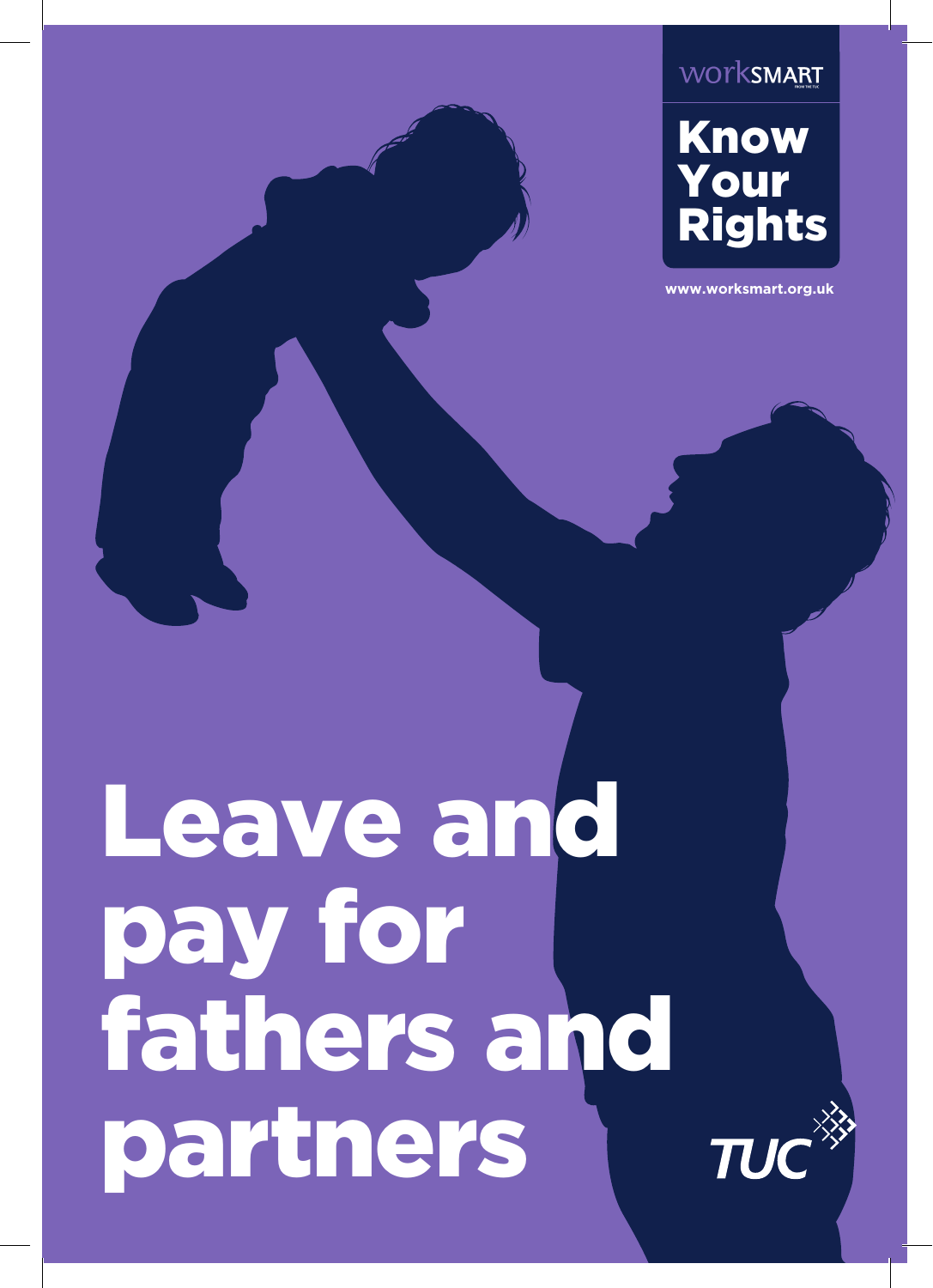worksmart FROM THE TUC

**Know Your Rights**

www.worksmart.org.uk

# Leave and pay for fathers and partners

TUC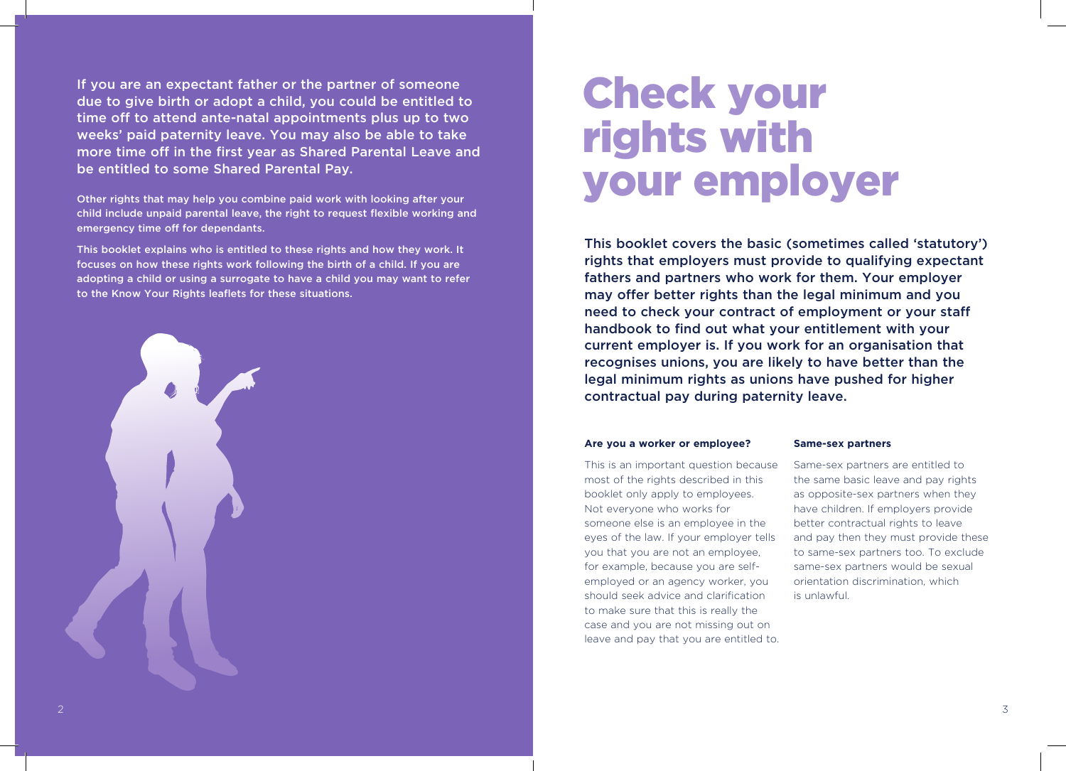**If you are an expectant father or the partner of someone due to give birth or adopt a child, you could be entitled to time off to attend ante-natal appointments plus up to two weeks' paid paternity leave. You may also be able to take more time off in the first year as Shared Parental Leave and be entitled to some Shared Parental Pay.**

Other rights that may help you combine paid work with looking after your child include unpaid parental leave, the right to request flexible working and emergency time off for dependants.

This booklet explains who is entitled to these rights and how they work. It focuses on how these rights work following the birth of a child. If you are adopting a child or using a surrogate to have a child you may want to refer to the Know Your Rights leaflets for these situations.

# Check your rights with your employer

This booklet covers the basic (sometimes called 'statutory') rights that employers must provide to qualifying expectant fathers and partners who work for them. Your employer may offer better rights than the legal minimum and you need to check your contract of employment or your staff handbook to find out what your entitlement with your current employer is. If you work for an organisation that recognises unions, you are likely to have better than the legal minimum rights as unions have pushed for higher contractual pay during paternity leave.

**Are you a worker or employee?**

This is an important question because most of the rights described in this booklet only apply to employees. Not everyone who works for someone else is an employee in the eyes of the law. If your employer tells you that you are not an employee, for example, because you are self-employed or an agency worker, you should seek advice and clarification to make sure that this is really the case and you are not missing out on leave and pay that you are entitled to.

**Same-sex partners**

Same-sex partners are entitled to the same basic leave and pay rights as opposite-sex partners when they have children. If employers provide better contractual rights to leave and pay then they must provide these to same-sex partners too. To exclude same-sex partners would be sexual orientation discrimination, which is unlawful.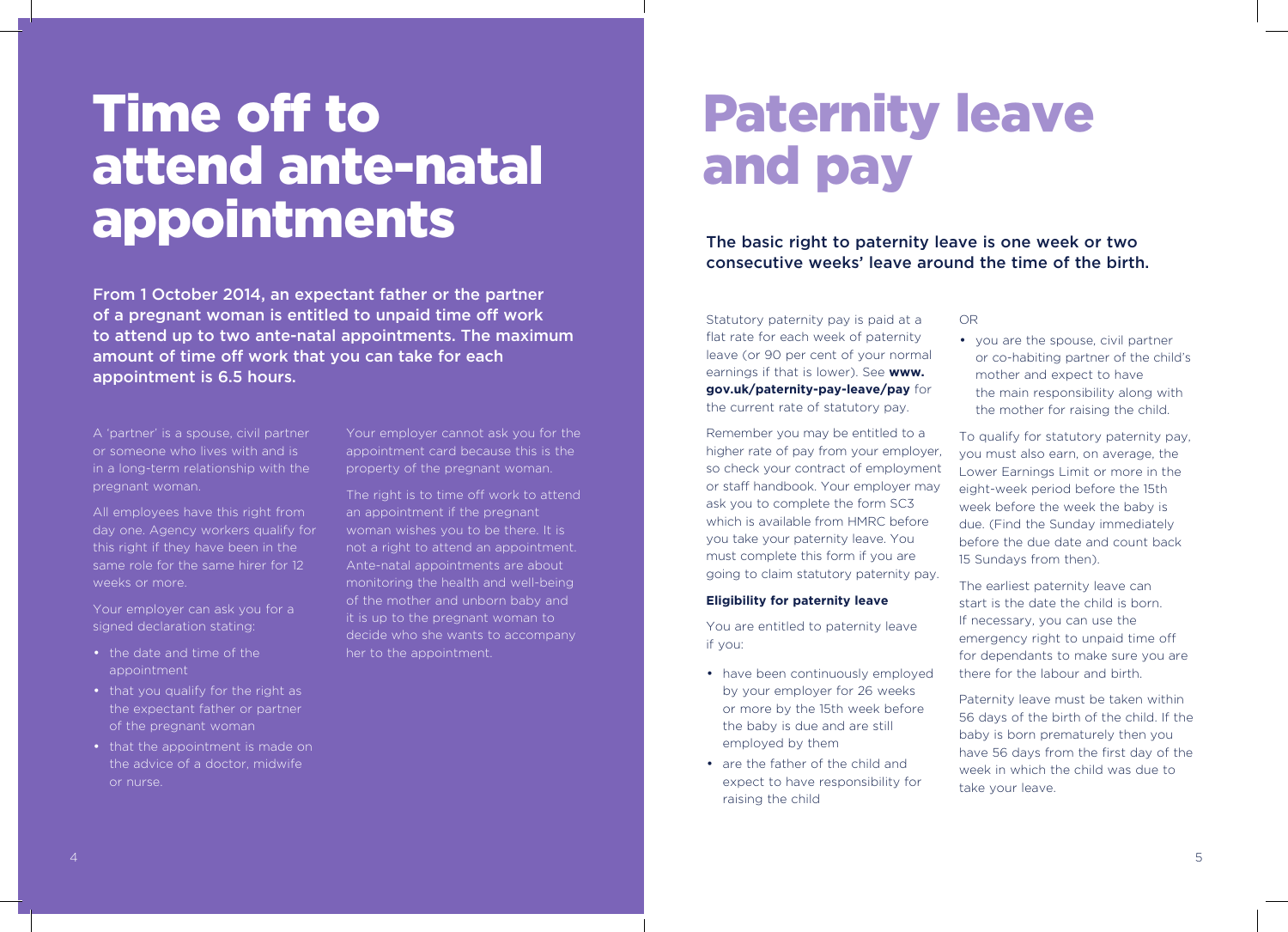# Time off to attend ante-natal appointments

From 1 October 2014, an expectant father or the partner of a pregnant woman is entitled to unpaid time off work to attend up to two ante-natal appointments. The maximum amount of time off work that you can take for each appointment is 6.5 hours.

A 'partner' is a spouse, civil partner or someone who lives with and is in a long-term relationship with the pregnant woman.

All employees have this right from day one. Agency workers qualify for this right if they have been in the same role for the same hirer for 12 weeks or more.

Your employer can ask you for a signed declaration stating:

- the date and time of the appointment
- that you qualify for the right as the expectant father or partner of the pregnant woman
- that the appointment is made on the advice of a doctor, midwife or nurse.

Your employer cannot ask you for the appointment card because this is the property of the pregnant woman.

The right is to time off work to attend an appointment if the pregnant woman wishes you to be there. It is not a right to attend an appointment. Ante-natal appointments are about monitoring the health and well-being of the mother and unborn baby and it is up to the pregnant woman to decide who she wants to accompany her to the appointment.

# Paternity leave and pay

The basic right to paternity leave is one week or two consecutive weeks' leave around the time of the birth.

Statutory paternity pay is paid at a flat rate for each week of paternity leave (or 90 per cent of your normal earnings if that is lower). See **www.gov.uk/paternity-pay-leave/pay** for the current rate of statutory pay.

Remember you may be entitled to a higher rate of pay from your employer, so check your contract of employment or staff handbook. Your employer may ask you to complete the form SC3 which is available from HMRC before you take your paternity leave. You must complete this form if you are going to claim statutory paternity pay.

**Eligibility for paternity leave**

You are entitled to paternity leave if you:

- have been continuously employed by your employer for 26 weeks or more by the 15th week before the baby is due and are still employed by them
- are the father of the child and expect to have responsibility for raising the child

OR

- you are the spouse, civil partner or co-habiting partner of the child's mother and expect to have the main responsibility along with the mother for raising the child.

To qualify for statutory paternity pay, you must also earn, on average, the Lower Earnings Limit or more in the eight-week period before the 15th week before the week the baby is due. (Find the Sunday immediately before the due date and count back 15 Sundays from then).

The earliest paternity leave can start is the date the child is born. If necessary, you can use the emergency right to unpaid time off for dependants to make sure you are there for the labour and birth.

Paternity leave must be taken within 56 days of the birth of the child. If the baby is born prematurely then you have 56 days from the first day of the week in which the child was due to take your leave.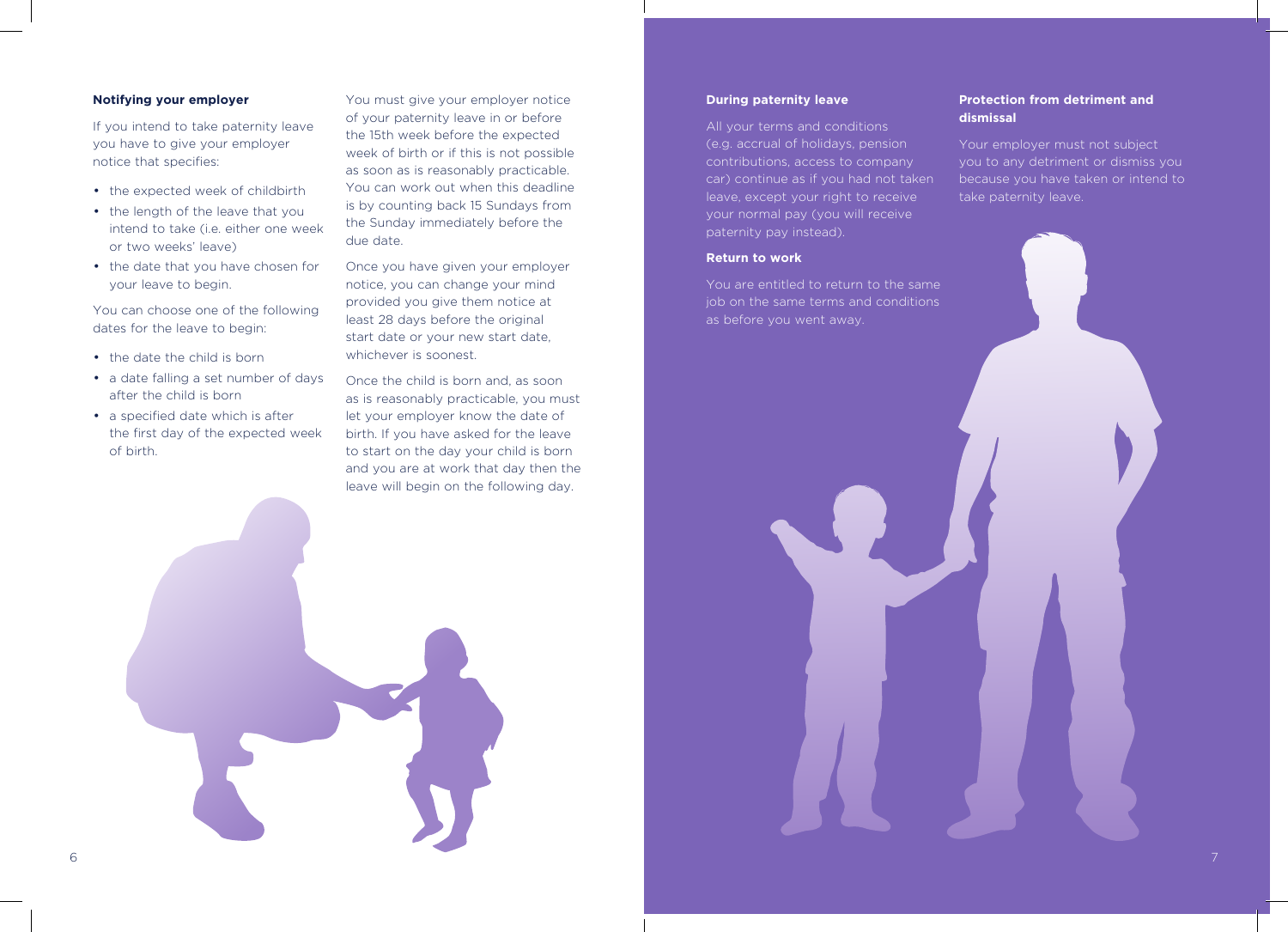### Notifying your employer

If you intend to take paternity leave you have to give your employer notice that specifies:

- the expected week of childbirth
- the length of the leave that you intend to take (i.e. either one week or two weeks' leave)
- the date that you have chosen for your leave to begin.

You can choose one of the following dates for the leave to begin:

- the date the child is born
- a date falling a set number of days after the child is born
- a specified date which is after the first day of the expected week of birth.

You must give your employer notice of your paternity leave in or before the 15th week before the expected week of birth or if this is not possible as soon as is reasonably practicable. You can work out when this deadline is by counting back 15 Sundays from the Sunday immediately before the due date.

Once you have given your employer notice, you can change your mind provided you give them notice at least 28 days before the original start date or your new start date, whichever is soonest.

Once the child is born and, as soon as is reasonably practicable, you must let your employer know the date of birth. If you have asked for the leave to start on the day your child is born and you are at work that day then the leave will begin on the following day.

### During paternity leave

All your terms and conditions (e.g. accrual of holidays, pension contributions, access to company car) continue as if you had not taken leave, except your right to receive your normal pay (you will receive paternity pay instead).

### Return to work

You are entitled to return to the same job on the same terms and conditions as before you went away.

### Protection from detriment and dismissal

Your employer must not subject you to any detriment or dismiss you because you have taken or intend to take paternity leave.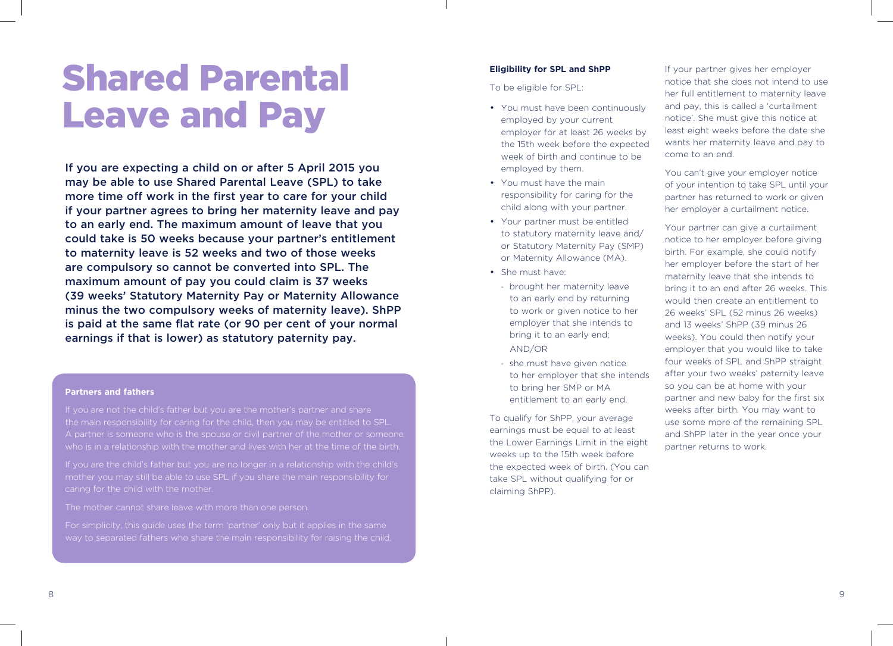# Shared Parental Leave and Pay

**If you are expecting a child on or after 5 April 2015 you may be able to use Shared Parental Leave (SPL) to take more time off work in the first year to care for your child if your partner agrees to bring her maternity leave and pay to an early end. The maximum amount of leave that you could take is 50 weeks because your partner's entitlement to maternity leave is 52 weeks and two of those weeks are compulsory so cannot be converted into SPL. The maximum amount of pay you could claim is 37 weeks (39 weeks' Statutory Maternity Pay or Maternity Allowance minus the two compulsory weeks of maternity leave). ShPP is paid at the same flat rate (or 90 per cent of your normal earnings if that is lower) as statutory paternity pay.**

### Partners and fathers

If you are not the child's father but you are the mother's partner and share the main responsibility for caring for the child, then you may be entitled to SPL. A partner is someone who is the spouse or civil partner of the mother or someone who is in a relationship with the mother and lives with her at the time of the birth.

If you are the child's father but you are no longer in a relationship with the child's mother you may still be able to use SPL if you share the main responsibility for caring for the child with the mother.

The mother cannot share leave with more than one person.

For simplicity, this guide uses the term 'partner' only but it applies in the same way to separated fathers who share the main responsibility for raising the child.

### Eligibility for SPL and ShPP

To be eligible for SPL:

- You must have been continuously employed by your current employer for at least 26 weeks by the 15th week before the expected week of birth and continue to be employed by them.
- You must have the main responsibility for caring for the child along with your partner.
- Your partner must be entitled to statutory maternity leave and/or Statutory Maternity Pay (SMP) or Maternity Allowance (MA).
- She must have:
  - brought her maternity leave to an early end by returning to work or given notice to her employer that she intends to bring it to an early end;

    AND/OR
  - she must have given notice to her employer that she intends to bring her SMP or MA entitlement to an early end.

To qualify for ShPP, your average earnings must be equal to at least the Lower Earnings Limit in the eight weeks up to the 15th week before the expected week of birth. (You can take SPL without qualifying for or claiming ShPP).

If your partner gives her employer notice that she does not intend to use her full entitlement to maternity leave and pay, this is called a 'curtailment notice'. She must give this notice at least eight weeks before the date she wants her maternity leave and pay to come to an end.

You can't give your employer notice of your intention to take SPL until your partner has returned to work or given her employer a curtailment notice.

Your partner can give a curtailment notice to her employer before giving birth. For example, she could notify her employer before the start of her maternity leave that she intends to bring it to an end after 26 weeks. This would then create an entitlement to 26 weeks' SPL (52 minus 26 weeks) and 13 weeks' ShPP (39 minus 26 weeks). You could then notify your employer that you would like to take four weeks of SPL and ShPP straight after your two weeks' paternity leave so you can be at home with your partner and new baby for the first six weeks after birth. You may want to use some more of the remaining SPL and ShPP later in the year once your partner returns to work.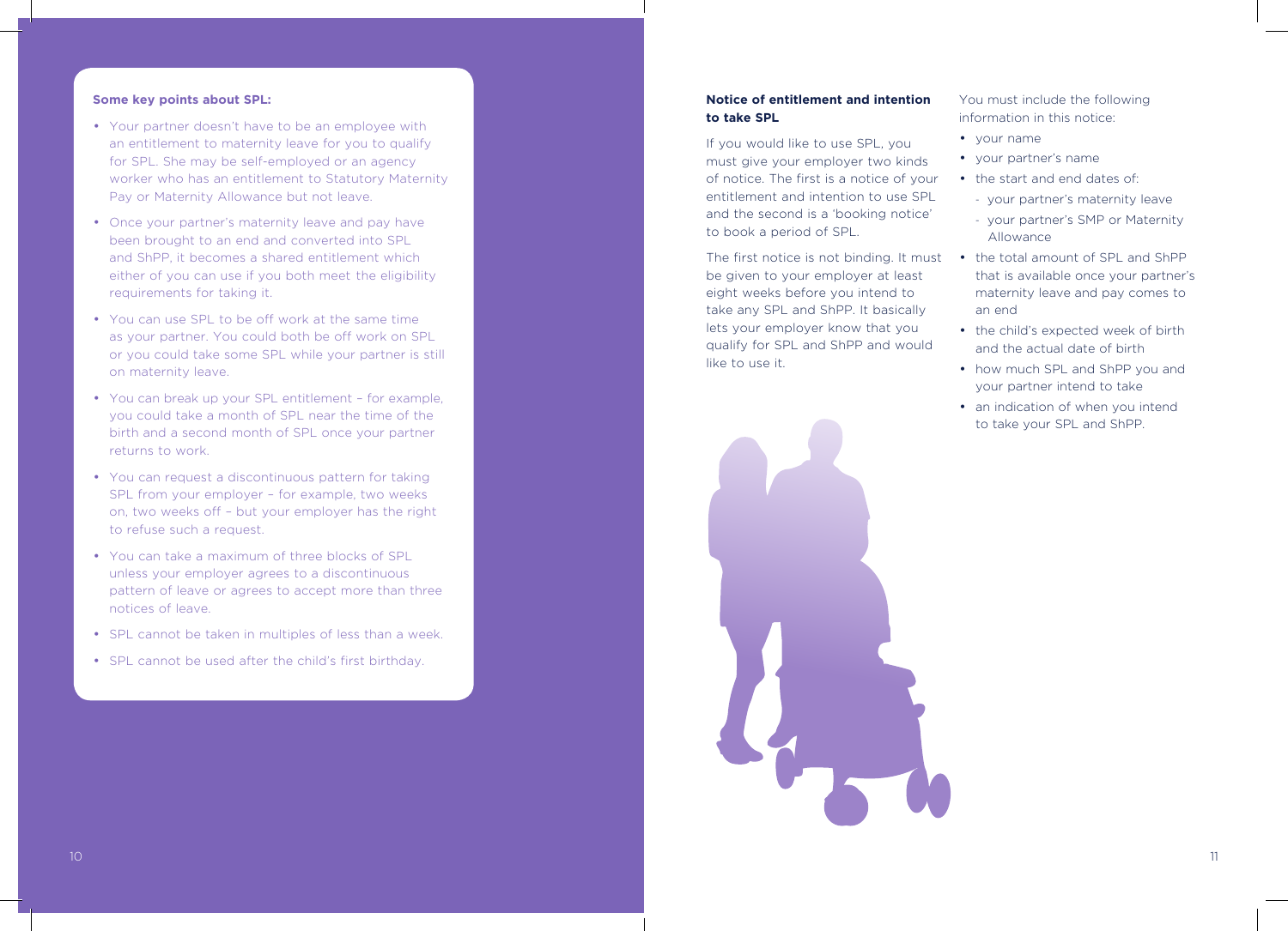**Some key points about SPL:**

- Your partner doesn't have to be an employee with an entitlement to maternity leave for you to qualify for SPL. She may be self-employed or an agency worker who has an entitlement to Statutory Maternity Pay or Maternity Allowance but not leave.
- Once your partner's maternity leave and pay have been brought to an end and converted into SPL and ShPP, it becomes a shared entitlement which either of you can use if you both meet the eligibility requirements for taking it.
- You can use SPL to be off work at the same time as your partner. You could both be off work on SPL or you could take some SPL while your partner is still on maternity leave.
- You can break up your SPL entitlement – for example, you could take a month of SPL near the time of the birth and a second month of SPL once your partner returns to work.
- You can request a discontinuous pattern for taking SPL from your employer – for example, two weeks on, two weeks off – but your employer has the right to refuse such a request.
- You can take a maximum of three blocks of SPL unless your employer agrees to a discontinuous pattern of leave or agrees to accept more than three notices of leave.
- SPL cannot be taken in multiples of less than a week.
- SPL cannot be used after the child's first birthday.

**Notice of entitlement and intention to take SPL**

If you would like to use SPL, you must give your employer two kinds of notice. The first is a notice of your entitlement and intention to use SPL and the second is a 'booking notice' to book a period of SPL.

The first notice is not binding. It must be given to your employer at least eight weeks before you intend to take any SPL and ShPP. It basically lets your employer know that you qualify for SPL and ShPP and would like to use it.

You must include the following information in this notice:

- your name
- your partner's name
- the start and end dates of:
  - your partner's maternity leave
  - your partner's SMP or Maternity Allowance
- the total amount of SPL and ShPP that is available once your partner's maternity leave and pay comes to an end
- the child's expected week of birth and the actual date of birth
- how much SPL and ShPP you and your partner intend to take
- an indication of when you intend to take your SPL and ShPP.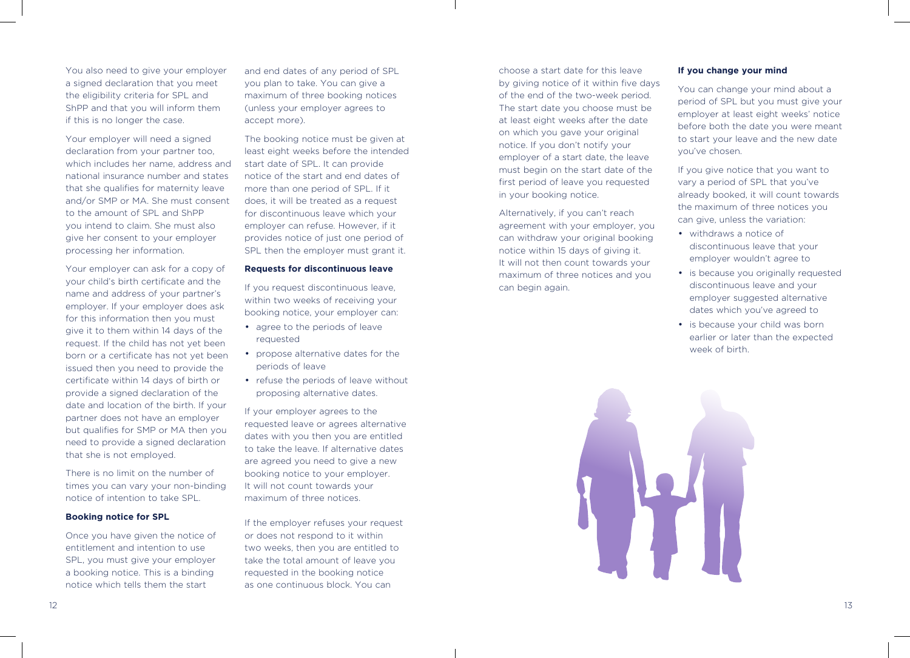You also need to give your employer a signed declaration that you meet the eligibility criteria for SPL and ShPP and that you will inform them if this is no longer the case.

Your employer will need a signed declaration from your partner too, which includes her name, address and national insurance number and states that she qualifies for maternity leave and/or SMP or MA. She must consent to the amount of SPL and ShPP you intend to claim. She must also give her consent to your employer processing her information.

Your employer can ask for a copy of your child's birth certificate and the name and address of your partner's employer. If your employer does ask for this information then you must give it to them within 14 days of the request. If the child has not yet been born or a certificate has not yet been issued then you need to provide the certificate within 14 days of birth or provide a signed declaration of the date and location of the birth. If your partner does not have an employer but qualifies for SMP or MA then you need to provide a signed declaration that she is not employed.

There is no limit on the number of times you can vary your non-binding notice of intention to take SPL.

#### Booking notice for SPL

Once you have given the notice of entitlement and intention to use SPL, you must give your employer a booking notice. This is a binding notice which tells them the start and end dates of any period of SPL you plan to take. You can give a maximum of three booking notices (unless your employer agrees to accept more).

The booking notice must be given at least eight weeks before the intended start date of SPL. It can provide notice of the start and end dates of more than one period of SPL. If it does, it will be treated as a request for discontinuous leave which your employer can refuse. However, if it provides notice of just one period of SPL then the employer must grant it.

#### Requests for discontinuous leave

If you request discontinuous leave, within two weeks of receiving your booking notice, your employer can:

- agree to the periods of leave requested
- propose alternative dates for the periods of leave
- refuse the periods of leave without proposing alternative dates.

If your employer agrees to the requested leave or agrees alternative dates with you then you are entitled to take the leave. If alternative dates are agreed you need to give a new booking notice to your employer. It will not count towards your maximum of three notices.

If the employer refuses your request or does not respond to it within two weeks, then you are entitled to take the total amount of leave you requested in the booking notice as one continuous block. You can choose a start date for this leave by giving notice of it within five days of the end of the two-week period. The start date you choose must be at least eight weeks after the date on which you gave your original notice. If you don't notify your employer of a start date, the leave must begin on the start date of the first period of leave you requested in your booking notice.

Alternatively, if you can't reach agreement with your employer, you can withdraw your original booking notice within 15 days of giving it. It will not then count towards your maximum of three notices and you can begin again.

#### If you change your mind

You can change your mind about a period of SPL but you must give your employer at least eight weeks' notice before both the date you were meant to start your leave and the new date you've chosen.

If you give notice that you want to vary a period of SPL that you've already booked, it will count towards the maximum of three notices you can give, unless the variation:

- withdraws a notice of discontinuous leave that your employer wouldn't agree to
- is because you originally requested discontinuous leave and your employer suggested alternative dates which you've agreed to
- is because your child was born earlier or later than the expected week of birth.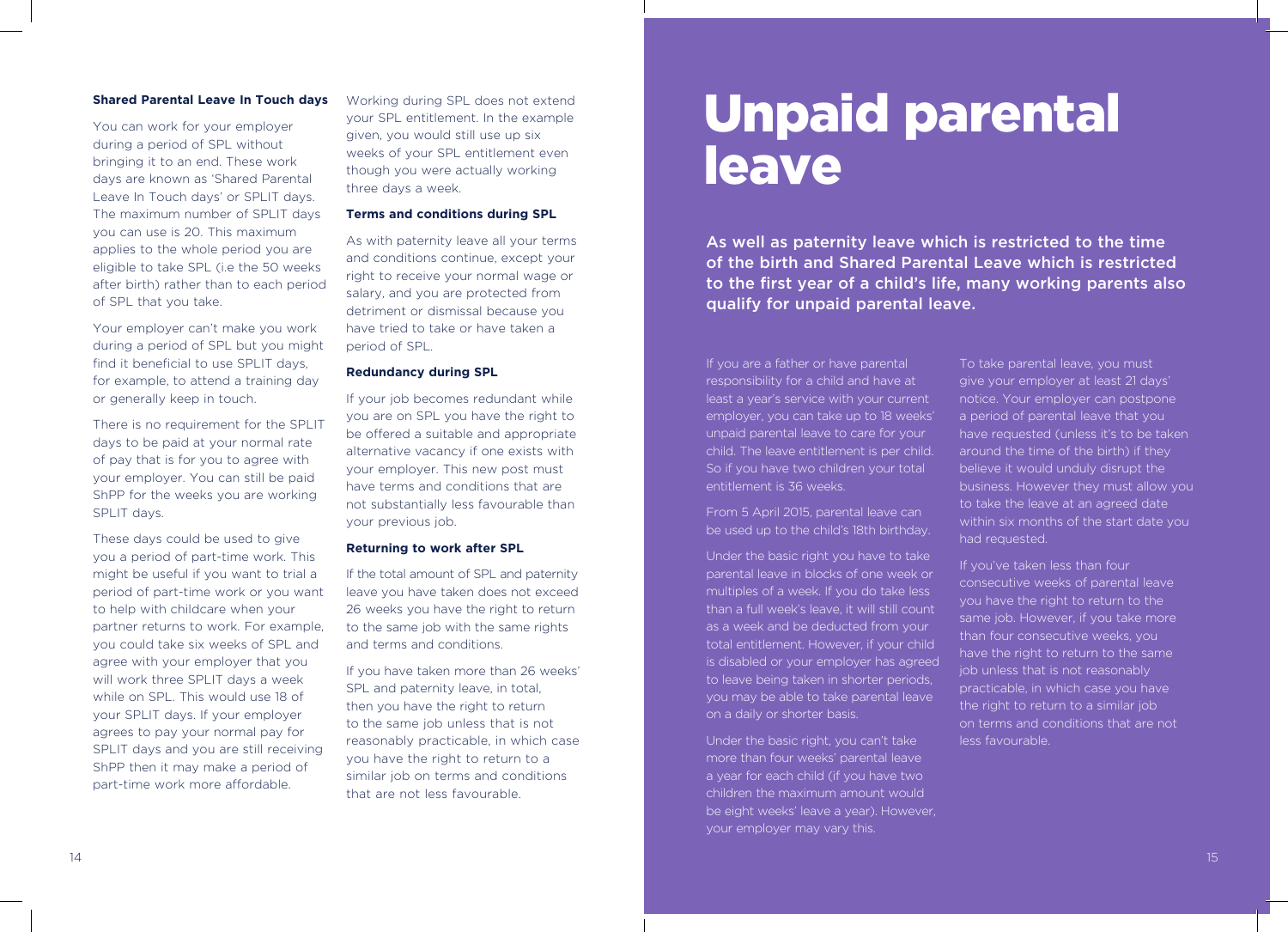### Shared Parental Leave In Touch days

You can work for your employer during a period of SPL without bringing it to an end. These work days are known as 'Shared Parental Leave In Touch days' or SPLIT days. The maximum number of SPLIT days you can use is 20. This maximum applies to the whole period you are eligible to take SPL (i.e the 50 weeks after birth) rather than to each period of SPL that you take.

Your employer can't make you work during a period of SPL but you might find it beneficial to use SPLIT days, for example, to attend a training day or generally keep in touch.

There is no requirement for the SPLIT days to be paid at your normal rate of pay that is for you to agree with your employer. You can still be paid ShPP for the weeks you are working SPLIT days.

These days could be used to give you a period of part-time work. This might be useful if you want to trial a period of part-time work or you want to help with childcare when your partner returns to work. For example, you could take six weeks of SPL and agree with your employer that you will work three SPLIT days a week while on SPL. This would use 18 of your SPLIT days. If your employer agrees to pay your normal pay for SPLIT days and you are still receiving ShPP then it may make a period of part-time work more affordable.

Working during SPL does not extend your SPL entitlement. In the example given, you would still use up six weeks of your SPL entitlement even though you were actually working three days a week.

### Terms and conditions during SPL

As with paternity leave all your terms and conditions continue, except your right to receive your normal wage or salary, and you are protected from detriment or dismissal because you have tried to take or have taken a period of SPL.

### Redundancy during SPL

If your job becomes redundant while you are on SPL you have the right to be offered a suitable and appropriate alternative vacancy if one exists with your employer. This new post must have terms and conditions that are not substantially less favourable than your previous job.

### Returning to work after SPL

If the total amount of SPL and paternity leave you have taken does not exceed 26 weeks you have the right to return to the same job with the same rights and terms and conditions.

If you have taken more than 26 weeks' SPL and paternity leave, in total, then you have the right to return to the same job unless that is not reasonably practicable, in which case you have the right to return to a similar job on terms and conditions that are not less favourable.

# Unpaid parental leave

**As well as paternity leave which is restricted to the time of the birth and Shared Parental Leave which is restricted to the first year of a child's life, many working parents also qualify for unpaid parental leave.**

If you are a father or have parental responsibility for a child and have at least a year's service with your current employer, you can take up to 18 weeks' unpaid parental leave to care for your child. The leave entitlement is per child. So if you have two children your total entitlement is 36 weeks.

From 5 April 2015, parental leave can be used up to the child's 18th birthday.

Under the basic right you have to take parental leave in blocks of one week or multiples of a week. If you do take less than a full week's leave, it will still count as a week and be deducted from your total entitlement. However, if your child is disabled or your employer has agreed to leave being taken in shorter periods, you may be able to take parental leave on a daily or shorter basis.

Under the basic right, you can't take more than four weeks' parental leave a year for each child (if you have two children the maximum amount would be eight weeks' leave a year). However, your employer may vary this.

To take parental leave, you must give your employer at least 21 days' notice. Your employer can postpone a period of parental leave that you have requested (unless it's to be taken around the time of the birth) if they believe it would unduly disrupt the business. However they must allow you to take the leave at an agreed date within six months of the start date you had requested.

If you've taken less than four consecutive weeks of parental leave you have the right to return to the same job. However, if you take more than four consecutive weeks, you have the right to return to the same job unless that is not reasonably practicable, in which case you have the right to return to a similar job on terms and conditions that are not less favourable.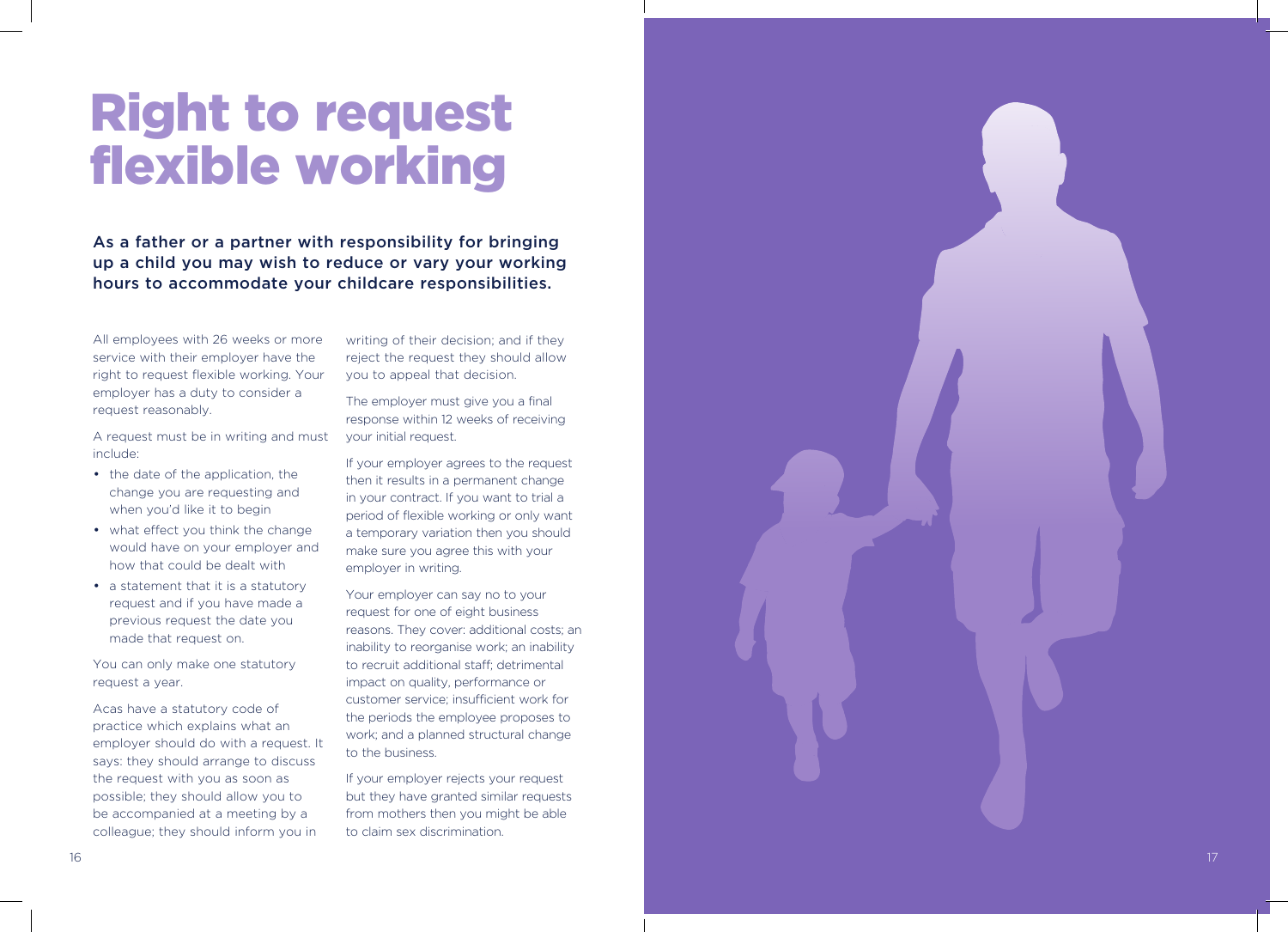# Right to request flexible working

**As a father or a partner with responsibility for bringing up a child you may wish to reduce or vary your working hours to accommodate your childcare responsibilities.**

All employees with 26 weeks or more service with their employer have the right to request flexible working. Your employer has a duty to consider a request reasonably.

A request must be in writing and must include:

- the date of the application, the change you are requesting and when you'd like it to begin
- what effect you think the change would have on your employer and how that could be dealt with
- a statement that it is a statutory request and if you have made a previous request the date you made that request on.

You can only make one statutory request a year.

Acas have a statutory code of practice which explains what an employer should do with a request. It says: they should arrange to discuss the request with you as soon as possible; they should allow you to be accompanied at a meeting by a colleague; they should inform you in writing of their decision; and if they reject the request they should allow you to appeal that decision.

The employer must give you a final response within 12 weeks of receiving your initial request.

If your employer agrees to the request then it results in a permanent change in your contract. If you want to trial a period of flexible working or only want a temporary variation then you should make sure you agree this with your employer in writing.

Your employer can say no to your request for one of eight business reasons. They cover: additional costs; an inability to reorganise work; an inability to recruit additional staff; detrimental impact on quality, performance or customer service; insufficient work for the periods the employee proposes to work; and a planned structural change to the business.

If your employer rejects your request but they have granted similar requests from mothers then you might be able to claim sex discrimination.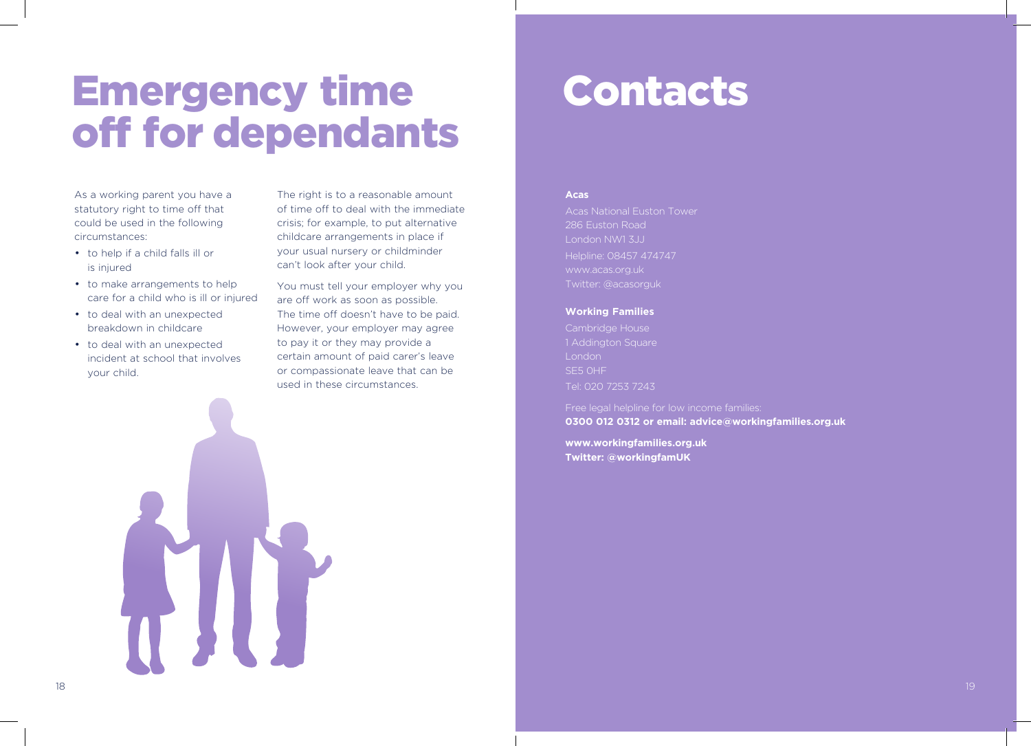# Emergency time off for dependants

As a working parent you have a statutory right to time off that could be used in the following circumstances:

- to help if a child falls ill or is injured
- to make arrangements to help care for a child who is ill or injured
- to deal with an unexpected breakdown in childcare
- to deal with an unexpected incident at school that involves your child.

The right is to a reasonable amount of time off to deal with the immediate crisis; for example, to put alternative childcare arrangements in place if your usual nursery or childminder can't look after your child.

You must tell your employer why you are off work as soon as possible. The time off doesn't have to be paid. However, your employer may agree to pay it or they may provide a certain amount of paid carer's leave or compassionate leave that can be used in these circumstances.

# Contacts

**Acas**

Acas National Euston Tower
286 Euston Road
London NW1 3JJ
Helpline: 08457 474747
www.acas.org.uk
Twitter: @acasorguk

**Working Families**

Cambridge House
1 Addington Square
London
SE5 0HF
Tel: 020 7253 7243

Free legal helpline for low income families:
**0300 012 0312 or email: advice@workingfamilies.org.uk**

**www.workingfamilies.org.uk**
**Twitter: @workingfamUK**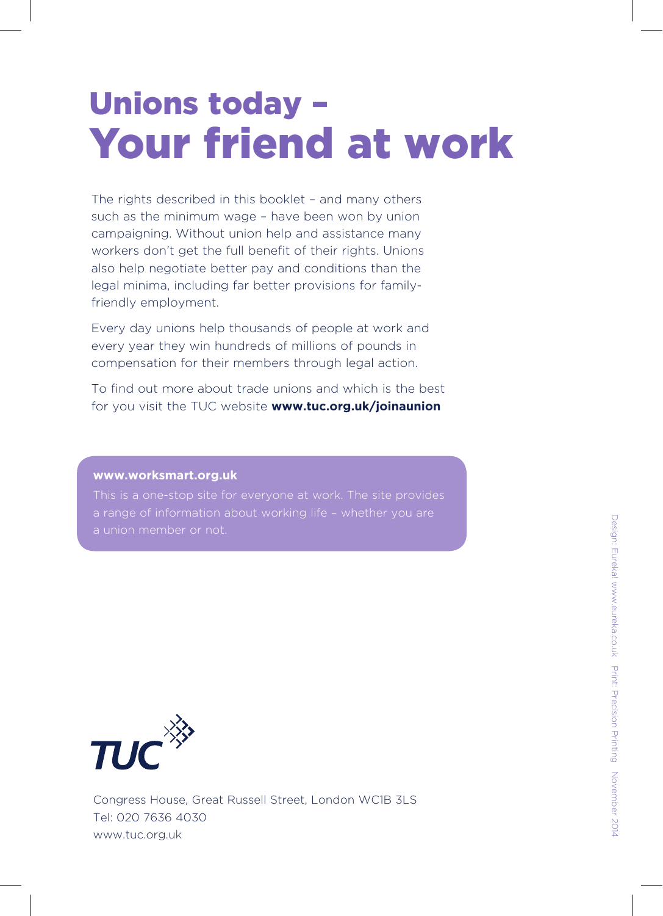# Unions today – Your friend at work

The rights described in this booklet – and many others such as the minimum wage – have been won by union campaigning. Without union help and assistance many workers don't get the full benefit of their rights. Unions also help negotiate better pay and conditions than the legal minima, including far better provisions for family-friendly employment.

Every day unions help thousands of people at work and every year they win hundreds of millions of pounds in compensation for their members through legal action.

To find out more about trade unions and which is the best for you visit the TUC website **www.tuc.org.uk/joinaunion**

**www.worksmart.org.uk**

This is a one-stop site for everyone at work. The site provides a range of information about working life – whether you are a union member or not.

TUC

Congress House, Great Russell Street, London WC1B 3LS
Tel: 020 7636 4030
www.tuc.org.uk

Design: Eureka! www.eureka.co.uk Print: Precision Printing November 2014